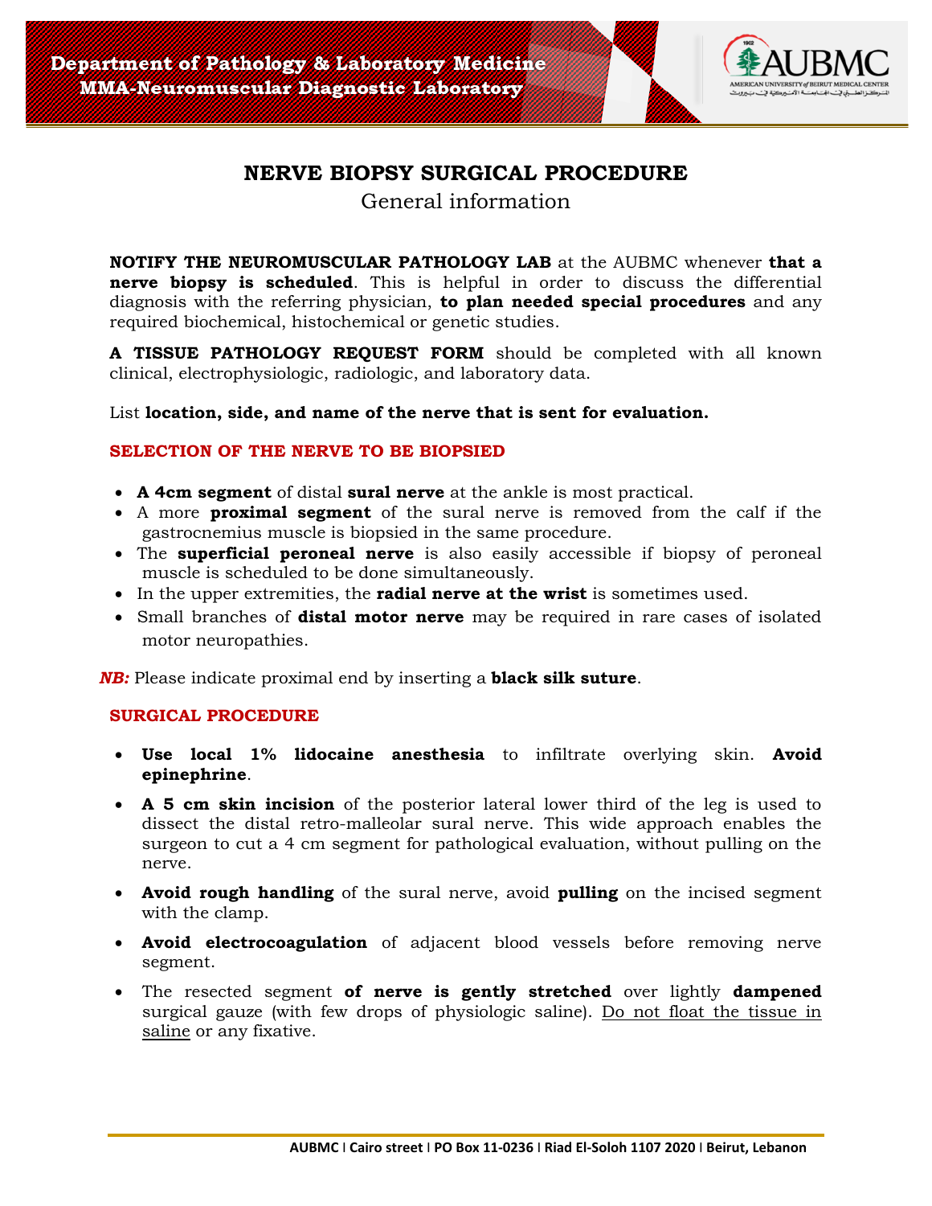Department of Pathology & Laboratory Medicine
MMA-Neuromuscular Diagnostic Laboratory

# NERVE BIOPSY SURGICAL PROCEDURE

General information

**NOTIFY THE NEUROMUSCULAR PATHOLOGY LAB** at the AUBMC whenever **that a nerve biopsy is scheduled**. This is helpful in order to discuss the differential diagnosis with the referring physician, **to plan needed special procedures** and any required biochemical, histochemical or genetic studies.

**A TISSUE PATHOLOGY REQUEST FORM** should be completed with all known clinical, electrophysiologic, radiologic, and laboratory data.

List **location, side, and name of the nerve that is sent for evaluation.**

## SELECTION OF THE NERVE TO BE BIOPSIED

- **A 4cm segment** of distal **sural nerve** at the ankle is most practical.
- A more **proximal segment** of the sural nerve is removed from the calf if the gastrocnemius muscle is biopsied in the same procedure.
- The **superficial peroneal nerve** is also easily accessible if biopsy of peroneal muscle is scheduled to be done simultaneously.
- In the upper extremities, the **radial nerve at the wrist** is sometimes used.
- Small branches of **distal motor nerve** may be required in rare cases of isolated motor neuropathies.

***NB:*** Please indicate proximal end by inserting a **black silk suture**.

## SURGICAL PROCEDURE

- **Use local 1% lidocaine anesthesia** to infiltrate overlying skin. **Avoid epinephrine**.
- **A 5 cm skin incision** of the posterior lateral lower third of the leg is used to dissect the distal retro-malleolar sural nerve. This wide approach enables the surgeon to cut a 4 cm segment for pathological evaluation, without pulling on the nerve.
- **Avoid rough handling** of the sural nerve, avoid **pulling** on the incised segment with the clamp.
- **Avoid electrocoagulation** of adjacent blood vessels before removing nerve segment.
- The resected segment **of nerve is gently stretched** over lightly **dampened** surgical gauze (with few drops of physiologic saline). <u>Do not float the tissue in saline</u> or any fixative.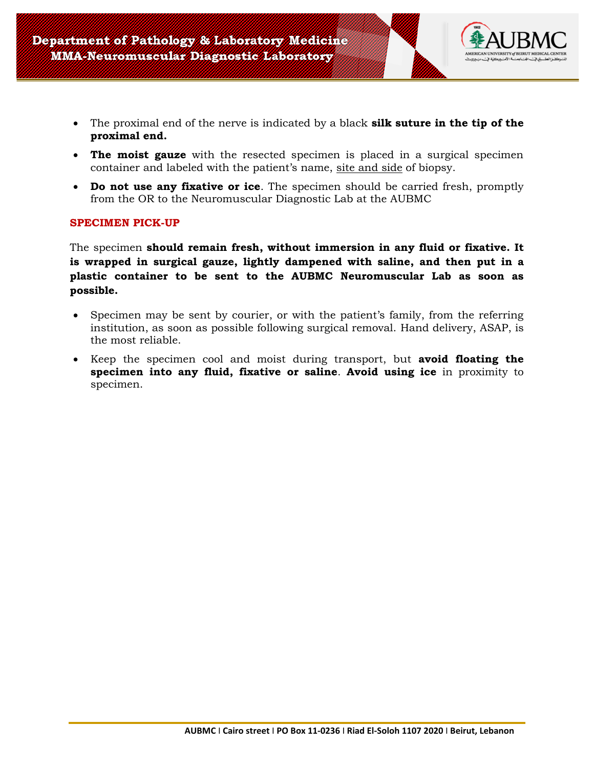- The proximal end of the nerve is indicated by a black **silk suture in the tip of the proximal end.**
- **The moist gauze** with the resected specimen is placed in a surgical specimen container and labeled with the patient's name, site and side of biopsy.
- **Do not use any fixative or ice**. The specimen should be carried fresh, promptly from the OR to the Neuromuscular Diagnostic Lab at the AUBMC

## SPECIMEN PICK-UP

The specimen **should remain fresh, without immersion in any fluid or fixative. It is wrapped in surgical gauze, lightly dampened with saline, and then put in a plastic container to be sent to the AUBMC Neuromuscular Lab as soon as possible.**

- Specimen may be sent by courier, or with the patient's family, from the referring institution, as soon as possible following surgical removal. Hand delivery, ASAP, is the most reliable.
- Keep the specimen cool and moist during transport, but **avoid floating the specimen into any fluid, fixative or saline**. **Avoid using ice** in proximity to specimen.